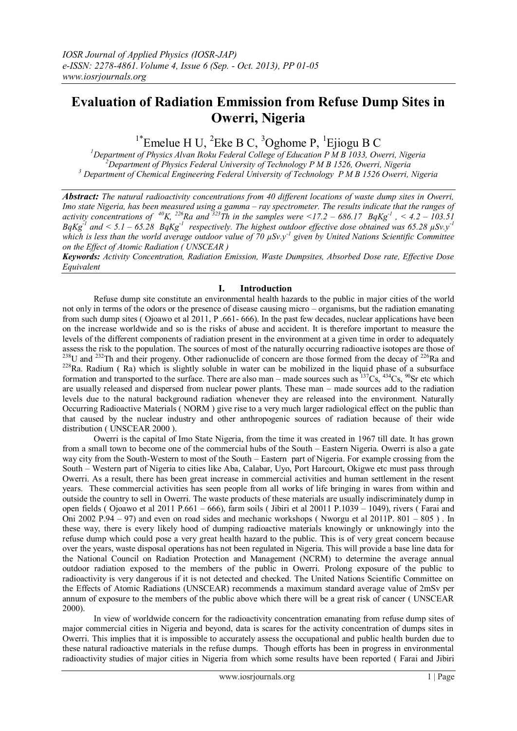*IOSR Journal of Applied Physics (IOSR-JAP)*
*e-ISSN: 2278-4861. Volume 4, Issue 6 (Sep. - Oct. 2013), PP 01-05*
*www.iosrjournals.org*

# Evaluation of Radiation Emmission from Refuse Dump Sites in Owerri, Nigeria

[1*]Emelue H U, [2]Eke B C, [3]Oghome P, [1]Ejiogu B C

*[1]Department of Physics Alvan Ikoku Federal College of Education P M B 1033, Owerri, Nigeria*
*[2]Department of Physics Federal University of Technology P M B 1526, Owerri, Nigeria*
*[3] Department of Chemical Engineering Federal University of Technology P M B 1526 Owerri, Nigeria*

***Abstract:*** *The natural radioactivity concentrations from 40 different locations of waste dump sites in Owerri, Imo state Nigeria, has been measured using a gamma – ray spectrometer. The results indicate that the ranges of activity concentrations of $^{40}K$, $^{226}Ra$ and $^{323}Th$ in the samples were <17.2 – 686.17 $BqKg^{-1}$, < 4.2 – 103.51 $BqKg^{-1}$ and < 5.1 – 65.28 $BqKg^{-1}$ respectively. The highest outdoor effective dose obtained was 65.28 $\mu Sv.y^{-1}$ which is less than the world average outdoor value of 70 $\mu Sv.y^{-1}$ given by United Nations Scientific Committee on the Effect of Atomic Radiation ( UNSCEAR )*

***Keywords:*** *Activity Concentration, Radiation Emission, Waste Dumpsites, Absorbed Dose rate, Effective Dose Equivalent*

## I. Introduction

Refuse dump site constitute an environmental health hazards to the public in major cities of the world not only in terms of the odors or the presence of disease causing micro – organisms, but the radiation emanating from such dump sites ( Ojoawo et al 2011, P .661- 666). In the past few decades, nuclear applications have been on the increase worldwide and so is the risks of abuse and accident. It is therefore important to measure the levels of the different components of radiation present in the environment at a given time in order to adequately assess the risk to the population. The sources of most of the naturally occurring radioactive isotopes are those of $^{238}U$ and $^{232}Th$ and their progeny. Other radionuclide of concern are those formed from the decay of $^{226}Ra$ and $^{228}Ra$. Radium ( Ra) which is slightly soluble in water can be mobilized in the liquid phase of a subsurface formation and transported to the surface. There are also man – made sources such as $^{137}Cs$, $^{434}Cs$, $^{90}Sr$ etc which are usually released and dispersed from nuclear power plants. These man – made sources add to the radiation levels due to the natural background radiation whenever they are released into the environment. Naturally Occurring Radioactive Materials ( NORM ) give rise to a very much larger radiological effect on the public than that caused by the nuclear industry and other anthropogenic sources of radiation because of their wide distribution ( UNSCEAR 2000 ).

Owerri is the capital of Imo State Nigeria, from the time it was created in 1967 till date. It has grown from a small town to become one of the commercial hubs of the South – Eastern Nigeria. Owerri is also a gate way city from the South-Western to most of the South – Eastern part of Nigeria. For example crossing from the South – Western part of Nigeria to cities like Aba, Calabar, Uyo, Port Harcourt, Okigwe etc must pass through Owerri. As a result, there has been great increase in commercial activities and human settlement in the resent years. These commercial activities has seen people from all works of life bringing in wares from within and outside the country to sell in Owerri. The waste products of these materials are usually indiscriminately dump in open fields ( Ojoawo et al 2011 P.661 – 666), farm soils ( Jibiri et al 20011 P.1039 – 1049), rivers ( Farai and Oni 2002 P.94 – 97) and even on road sides and mechanic workshops ( Nworgu et al 2011P. 801 – 805 ) . In these way, there is every likely hood of dumping radioactive materials knowingly or unknowingly into the refuse dump which could pose a very great health hazard to the public. This is of very great concern because over the years, waste disposal operations has not been regulated in Nigeria. This will provide a base line data for the National Council on Radiation Protection and Management (NCRM) to determine the average annual outdoor radiation exposed to the members of the public in Owerri. Prolong exposure of the public to radioactivity is very dangerous if it is not detected and checked. The United Nations Scientific Committee on the Effects of Atomic Radiations (UNSCEAR) recommends a maximum standard average value of 2mSv per annum of exposure to the members of the public above which there will be a great risk of cancer ( UNSCEAR 2000).

In view of worldwide concern for the radioactivity concentration emanating from refuse dump sites of major commercial cities in Nigeria and beyond, data is scares for the activity concentration of dumps sites in Owerri. This implies that it is impossible to accurately assess the occupational and public health burden due to these natural radioactive materials in the refuse dumps. Though efforts has been in progress in environmental radioactivity studies of major cities in Nigeria from which some results have been reported ( Farai and Jibiri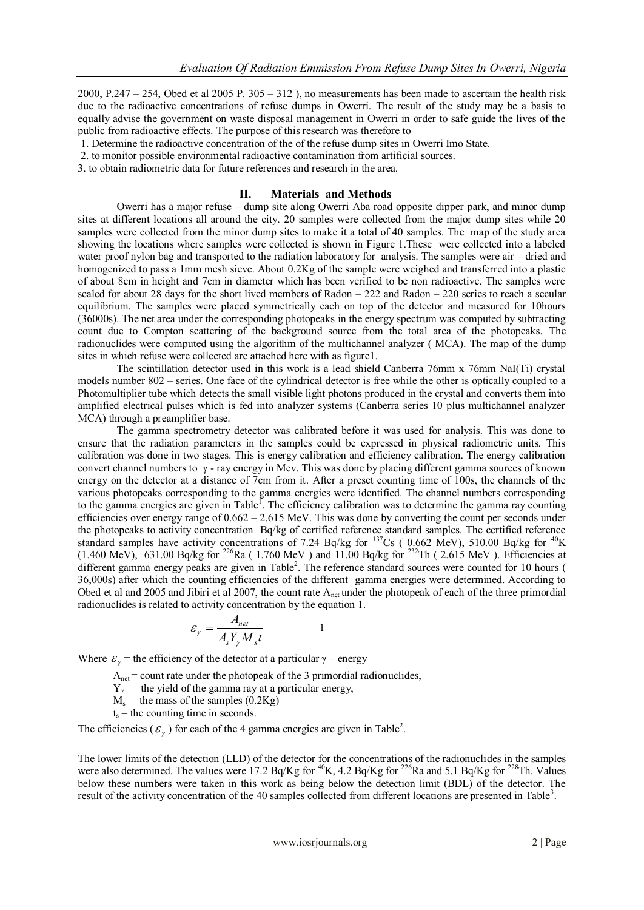2000, P.247 – 254, Obed et al 2005 P. 305 – 312 ), no measurements has been made to ascertain the health risk due to the radioactive concentrations of refuse dumps in Owerri. The result of the study may be a basis to equally advise the government on waste disposal management in Owerri in order to safe guide the lives of the public from radioactive effects. The purpose of this research was therefore to

1. Determine the radioactive concentration of the of the refuse dump sites in Owerri Imo State.
2. to monitor possible environmental radioactive contamination from artificial sources.
3. to obtain radiometric data for future references and research in the area.

## II. Materials and Methods

Owerri has a major refuse – dump site along Owerri Aba road opposite dipper park, and minor dump sites at different locations all around the city. 20 samples were collected from the major dump sites while 20 samples were collected from the minor dump sites to make it a total of 40 samples. The map of the study area showing the locations where samples were collected is shown in Figure 1.These were collected into a labeled water proof nylon bag and transported to the radiation laboratory for analysis. The samples were air – dried and homogenized to pass a 1mm mesh sieve. About 0.2Kg of the sample were weighed and transferred into a plastic of about 8cm in height and 7cm in diameter which has been verified to be non radioactive. The samples were sealed for about 28 days for the short lived members of Radon – 222 and Radon – 220 series to reach a secular equilibrium. The samples were placed symmetrically each on top of the detector and measured for 10hours (36000s). The net area under the corresponding photopeaks in the energy spectrum was computed by subtracting count due to Compton scattering of the background source from the total area of the photopeaks. The radionuclides were computed using the algorithm of the multichannel analyzer ( MCA). The map of the dump sites in which refuse were collected are attached here with as figure1.

The scintillation detector used in this work is a lead shield Canberra 76mm x 76mm NaI(Ti) crystal models number 802 – series. One face of the cylindrical detector is free while the other is optically coupled to a Photomultiplier tube which detects the small visible light photons produced in the crystal and converts them into amplified electrical pulses which is fed into analyzer systems (Canberra series 10 plus multichannel analyzer MCA) through a preamplifier base.

The gamma spectrometry detector was calibrated before it was used for analysis. This was done to ensure that the radiation parameters in the samples could be expressed in physical radiometric units. This calibration was done in two stages. This is energy calibration and efficiency calibration. The energy calibration convert channel numbers to $\gamma$ - ray energy in Mev. This was done by placing different gamma sources of known energy on the detector at a distance of 7cm from it. After a preset counting time of 100s, the channels of the various photopeaks corresponding to the gamma energies were identified. The channel numbers corresponding to the gamma energies are given in Table[1]. The efficiency calibration was to determine the gamma ray counting efficiencies over energy range of 0.662 – 2.615 MeV. This was done by converting the count per seconds under the photopeaks to activity concentration Bq/kg of certified reference standard samples. The certified reference standard samples have activity concentrations of 7.24 Bq/kg for $^{137}Cs$ ( 0.662 MeV), 510.00 Bq/kg for $^{40}K$ (1.460 MeV), 631.00 Bq/kg for $^{226}Ra$ ( 1.760 MeV ) and 11.00 Bq/kg for $^{232}Th$ ( 2.615 MeV ). Efficiencies at different gamma energy peaks are given in Table[2]. The reference standard sources were counted for 10 hours ( 36,000s) after which the counting efficiencies of the different gamma energies were determined. According to Obed et al and 2005 and Jibiri et al 2007, the count rate $A_{net}$ under the photopeak of each of the three primordial radionuclides is related to activity concentration by the equation 1.

$$\varepsilon_{\gamma} = \frac{A_{net}}{A_s Y_{\gamma} M_s t} \qquad 1$$

Where $\varepsilon_{\gamma}$ = the efficiency of the detector at a particular $\gamma$ – energy

$A_{net}$ = count rate under the photopeak of the 3 primordial radionuclides,

$Y_{\gamma}$ = the yield of the gamma ray at a particular energy,

$M_s$ = the mass of the samples (0.2Kg)

$t_s$ = the counting time in seconds.

The efficiencies ( $\varepsilon_{\gamma}$ ) for each of the 4 gamma energies are given in Table[2].

The lower limits of the detection (LLD) of the detector for the concentrations of the radionuclides in the samples were also determined. The values were 17.2 Bq/Kg for $^{40}K$, 4.2 Bq/Kg for $^{226}Ra$ and 5.1 Bq/Kg for $^{228}Th$. Values below these numbers were taken in this work as being below the detection limit (BDL) of the detector. The result of the activity concentration of the 40 samples collected from different locations are presented in Table[3].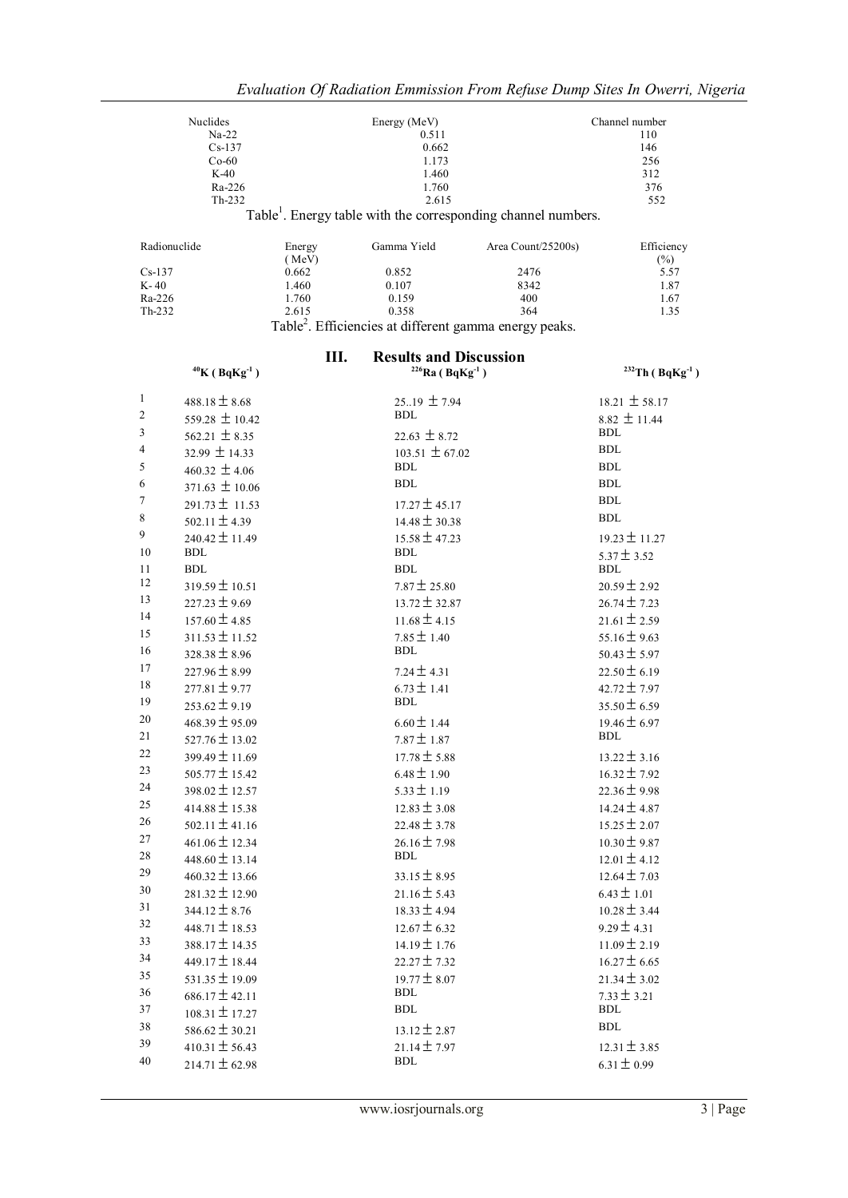| Nuclides | Energy (MeV) | Channel number |
|---|---|---|
| Na-22 | 0.511 | 110 |
| Cs-137 | 0.662 | 146 |
| Co-60 | 1.173 | 256 |
| K-40 | 1.460 | 312 |
| Ra-226 | 1.760 | 376 |
| Th-232 | 2.615 | 552 |

Table[1]. Energy table with the corresponding channel numbers.

| Radionuclide | Energy (MeV) | Gamma Yield | Area Count/25200s) | Efficiency (%) |
|---|---|---|---|---|
| Cs-137 | 0.662 | 0.852 | 2476 | 5.57 |
| K- 40 | 1.460 | 0.107 | 8342 | 1.87 |
| Ra-226 | 1.760 | 0.159 | 400 | 1.67 |
| Th-232 | 2.615 | 0.358 | 364 | 1.35 |

Table[2]. Efficiencies at different gamma energy peaks.

## III. Results and Discussion

| | $^{40}$K ( $BqKg^{-1}$ ) | $^{226}$Ra ( $BqKg^{-1}$ ) | $^{232}$Th ( $BqKg^{-1}$ ) |
|---|---|---|---|
| 1 | $488.18 \pm 8.68$ | 25..19 $\pm$ 7.94 | $18.21 \pm 58.17$ |
| 2 | $559.28 \pm 10.42$ | BDL | $8.82 \pm 11.44$ |
| 3 | $562.21 \pm 8.35$ | $22.63 \pm 8.72$ | BDL |
| 4 | $32.99 \pm 14.33$ | $103.51 \pm 67.02$ | BDL |
| 5 | $460.32 \pm 4.06$ | BDL | BDL |
| 6 | $371.63 \pm 10.06$ | BDL | BDL |
| 7 | $291.73 \pm 11.53$ | $17.27 \pm 45.17$ | BDL |
| 8 | $502.11 \pm 4.39$ | $14.48 \pm 30.38$ | BDL |
| 9 | $240.42 \pm 11.49$ | $15.58 \pm 47.23$ | $19.23 \pm 11.27$ |
| 10 | BDL | BDL | $5.37 \pm 3.52$ |
| 11 | BDL | BDL | BDL |
| 12 | $319.59 \pm 10.51$ | $7.87 \pm 25.80$ | $20.59 \pm 2.92$ |
| 13 | $227.23 \pm 9.69$ | $13.72 \pm 32.87$ | $26.74 \pm 7.23$ |
| 14 | $157.60 \pm 4.85$ | $11.68 \pm 4.15$ | $21.61 \pm 2.59$ |
| 15 | $311.53 \pm 11.52$ | $7.85 \pm 1.40$ | $55.16 \pm 9.63$ |
| 16 | $328.38 \pm 8.96$ | BDL | $50.43 \pm 5.97$ |
| 17 | $227.96 \pm 8.99$ | $7.24 \pm 4.31$ | $22.50 \pm 6.19$ |
| 18 | $277.81 \pm 9.77$ | $6.73 \pm 1.41$ | $42.72 \pm 7.97$ |
| 19 | $253.62 \pm 9.19$ | BDL | $35.50 \pm 6.59$ |
| 20 | $468.39 \pm 95.09$ | $6.60 \pm 1.44$ | $19.46 \pm 6.97$ |
| 21 | $527.76 \pm 13.02$ | $7.87 \pm 1.87$ | BDL |
| 22 | $399.49 \pm 11.69$ | $17.78 \pm 5.88$ | $13.22 \pm 3.16$ |
| 23 | $505.77 \pm 15.42$ | $6.48 \pm 1.90$ | $16.32 \pm 7.92$ |
| 24 | $398.02 \pm 12.57$ | $5.33 \pm 1.19$ | $22.36 \pm 9.98$ |
| 25 | $414.88 \pm 15.38$ | $12.83 \pm 3.08$ | $14.24 \pm 4.87$ |
| 26 | $502.11 \pm 41.16$ | $22.48 \pm 3.78$ | $15.25 \pm 2.07$ |
| 27 | $461.06 \pm 12.34$ | $26.16 \pm 7.98$ | $10.30 \pm 9.87$ |
| 28 | $448.60 \pm 13.14$ | BDL | $12.01 \pm 4.12$ |
| 29 | $460.32 \pm 13.66$ | $33.15 \pm 8.95$ | $12.64 \pm 7.03$ |
| 30 | $281.32 \pm 12.90$ | $21.16 \pm 5.43$ | $6.43 \pm 1.01$ |
| 31 | $344.12 \pm 8.76$ | $18.33 \pm 4.94$ | $10.28 \pm 3.44$ |
| 32 | $448.71 \pm 18.53$ | $12.67 \pm 6.32$ | $9.29 \pm 4.31$ |
| 33 | $388.17 \pm 14.35$ | $14.19 \pm 1.76$ | $11.09 \pm 2.19$ |
| 34 | $449.17 \pm 18.44$ | $22.27 \pm 7.32$ | $16.27 \pm 6.65$ |
| 35 | $531.35 \pm 19.09$ | $19.77 \pm 8.07$ | $21.34 \pm 3.02$ |
| 36 | $686.17 \pm 42.11$ | BDL | $7.33 \pm 3.21$ |
| 37 | $108.31 \pm 17.27$ | BDL | BDL |
| 38 | $586.62 \pm 30.21$ | $13.12 \pm 2.87$ | BDL |
| 39 | $410.31 \pm 56.43$ | $21.14 \pm 7.97$ | $12.31 \pm 3.85$ |
| 40 | $214.71 \pm 62.98$ | BDL | $6.31 \pm 0.99$ |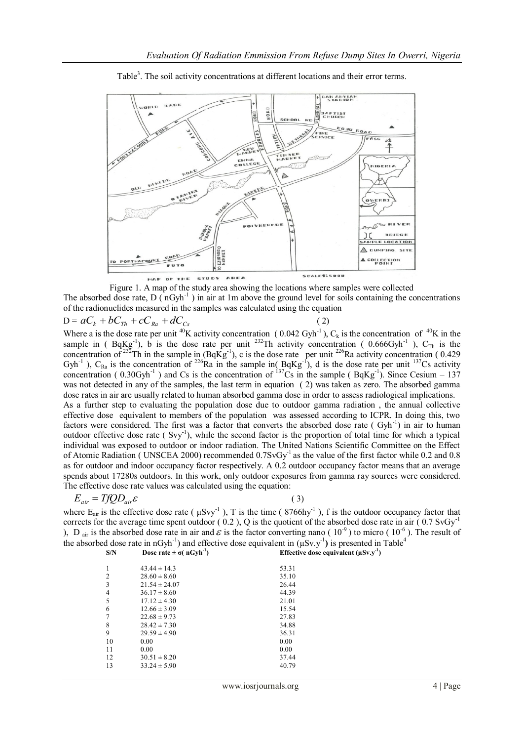Table[3]. The soil activity concentrations at different locations and their error terms.

Figure 1. A map of the study area showing the locations where samples were collected

The absorbed dose rate, D ( $nGyh^{-1}$ ) in air at 1m above the ground level for soils containing the concentrations of the radionuclides measured in the samples was calculated using the equation

$$D = aC_k + bC_{Th} + cC_{Ra} + dC_{Cs} \quad (2)$$

Where a is the dose rate per unit $^{40}K$ activity concentration ( 0.042 $Gyh^{-1}$ ), $C_k$ is the concentration of $^{40}K$ in the sample in ( $BqKg^{-1}$), b is the dose rate per unit $^{232}Th$ activity concentration ( 0.666$Gyh^{-1}$ ), $C_{Th}$ is the concentration of $^{232}Th$ in the sample in ($BqKg^{-1}$), c is the dose rate per unit $^{226}Ra$ activity concentration ( 0.429 $Gyh^{-1}$ ), $C_{Ra}$ is the concentration of $^{226}Ra$ in the sample in( $BqKg^{-1}$), d is the dose rate per unit $^{137}Cs$ activity concentration ( 0.30$Gyh^{-1}$ ) and Cs is the concentration of $^{137}Cs$ in the sample ( $BqKg^{-1}$). Since Cesium – 137 was not detected in any of the samples, the last term in equation ( 2) was taken as zero. The absorbed gamma dose rates in air are usually related to human absorbed gamma dose in order to assess radiological implications.

As a further step to evaluating the population dose due to outdoor gamma radiation , the annual collective effective dose equivalent to members of the population was assessed according to ICPR. In doing this, two factors were considered. The first was a factor that converts the absorbed dose rate ( $Gyh^{-1}$) in air to human outdoor effective dose rate ( $Svy^{-1}$), while the second factor is the proportion of total time for which a typical individual was exposed to outdoor or indoor radiation. The United Nations Scientific Committee on the Effect of Atomic Radiation ( UNSCEA 2000) recommended 0.7$SvGy^{-1}$ as the value of the first factor while 0.2 and 0.8 as for outdoor and indoor occupancy factor respectively. A 0.2 outdoor occupancy factor means that an average spends about 17280s outdoors. In this work, only outdoor exposures from gamma ray sources were considered. The effective dose rate values was calculated using the equation:

$$E_{air} = TfQD_{air}\varepsilon \quad (3)$$

where $E_{air}$ is the effective dose rate ( $\mu Svy^{-1}$ ), T is the time ( 8766$hy^{-1}$ ), f is the outdoor occupancy factor that corrects for the average time spent outdoor ( 0.2 ), Q is the quotient of the absorbed dose rate in air ( 0.7 $SvGy^{-1}$ ), $D_{air}$ is the absorbed dose rate in air and $\varepsilon$ is the factor converting nano ( $10^{-9}$ ) to micro ( $10^{-6}$ ). The result of the absorbed dose rate in $nGyh^{-1}$) and effective dose equivalent in ($\mu Sv.y^{-1}$) is presented in Table[4]

| S/N | Dose rate ± σ( $nGyh^{-1}$) | Effective dose equivalent ($\mu Sv.y^{-1}$) |
|---|---|---|
| 1 | 43.44 ± 14.3 | 53.31 |
| 2 | 28.60 ± 8.60 | 35.10 |
| 3 | 21.54 ± 24.07 | 26.44 |
| 4 | 36.17 ± 8.60 | 44.39 |
| 5 | 17.12 ± 4.30 | 21.01 |
| 6 | 12.66 ± 3.09 | 15.54 |
| 7 | 22.68 ± 9.73 | 27.83 |
| 8 | 28.42 ± 7.30 | 34.88 |
| 9 | 29.59 ± 4.90 | 36.31 |
| 10 | 0.00 | 0.00 |
| 11 | 0.00 | 0.00 |
| 12 | 30.51 ± 8.20 | 37.44 |
| 13 | 33.24 ± 5.90 | 40.79 |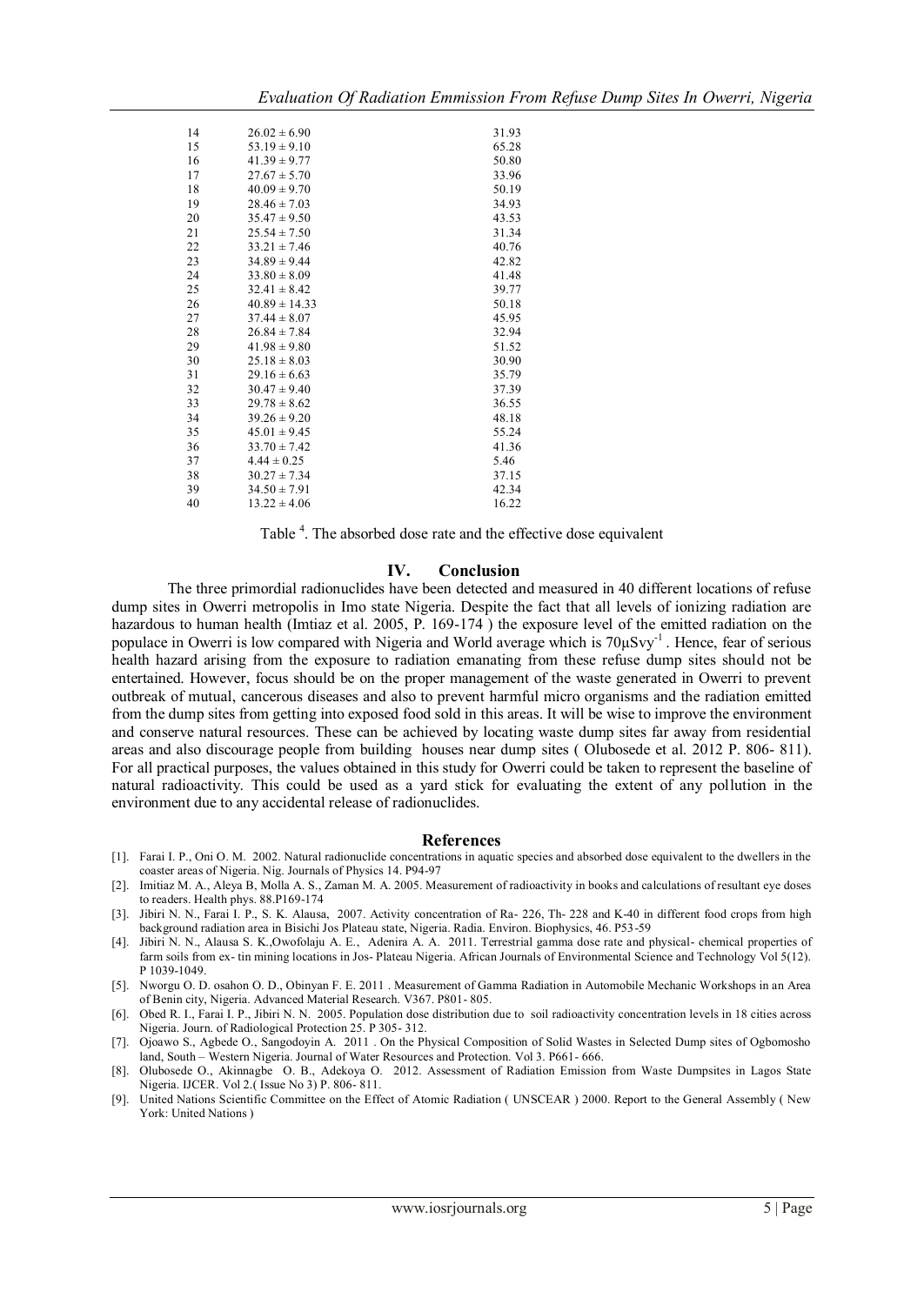| | | |
|---|---|---|
| 14 | $26.02 \pm 6.90$ | 31.93 |
| 15 | $53.19 \pm 9.10$ | 65.28 |
| 16 | $41.39 \pm 9.77$ | 50.80 |
| 17 | $27.67 \pm 5.70$ | 33.96 |
| 18 | $40.09 \pm 9.70$ | 50.19 |
| 19 | $28.46 \pm 7.03$ | 34.93 |
| 20 | $35.47 \pm 9.50$ | 43.53 |
| 21 | $25.54 \pm 7.50$ | 31.34 |
| 22 | $33.21 \pm 7.46$ | 40.76 |
| 23 | $34.89 \pm 9.44$ | 42.82 |
| 24 | $33.80 \pm 8.09$ | 41.48 |
| 25 | $32.41 \pm 8.42$ | 39.77 |
| 26 | $40.89 \pm 14.33$ | 50.18 |
| 27 | $37.44 \pm 8.07$ | 45.95 |
| 28 | $26.84 \pm 7.84$ | 32.94 |
| 29 | $41.98 \pm 9.80$ | 51.52 |
| 30 | $25.18 \pm 8.03$ | 30.90 |
| 31 | $29.16 \pm 6.63$ | 35.79 |
| 32 | $30.47 \pm 9.40$ | 37.39 |
| 33 | $29.78 \pm 8.62$ | 36.55 |
| 34 | $39.26 \pm 9.20$ | 48.18 |
| 35 | $45.01 \pm 9.45$ | 55.24 |
| 36 | $33.70 \pm 7.42$ | 41.36 |
| 37 | $4.44 \pm 0.25$ | 5.46 |
| 38 | $30.27 \pm 7.34$ | 37.15 |
| 39 | $34.50 \pm 7.91$ | 42.34 |
| 40 | $13.22 \pm 4.06$ | 16.22 |

Table [4]. The absorbed dose rate and the effective dose equivalent

## IV. Conclusion

The three primordial radionuclides have been detected and measured in 40 different locations of refuse dump sites in Owerri metropolis in Imo state Nigeria. Despite the fact that all levels of ionizing radiation are hazardous to human health (Imtiaz et al. 2005, P. 169-174 ) the exposure level of the emitted radiation on the populace in Owerri is low compared with Nigeria and World average which is $70\mu Svy^{-1}$ . Hence, fear of serious health hazard arising from the exposure to radiation emanating from these refuse dump sites should not be entertained. However, focus should be on the proper management of the waste generated in Owerri to prevent outbreak of mutual, cancerous diseases and also to prevent harmful micro organisms and the radiation emitted from the dump sites from getting into exposed food sold in this areas. It will be wise to improve the environment and conserve natural resources. These can be achieved by locating waste dump sites far away from residential areas and also discourage people from building houses near dump sites ( Olubosede et al. 2012 P. 806- 811). For all practical purposes, the values obtained in this study for Owerri could be taken to represent the baseline of natural radioactivity. This could be used as a yard stick for evaluating the extent of any pollution in the environment due to any accidental release of radionuclides.

## References

[1]. Farai I. P., Oni O. M. 2002. Natural radionuclide concentrations in aquatic species and absorbed dose equivalent to the dwellers in the coaster areas of Nigeria. Nig. Journals of Physics 14. P94-97

[2]. Imitiaz M. A., Aleya B, Molla A. S., Zaman M. A. 2005. Measurement of radioactivity in books and calculations of resultant eye doses to readers. Health phys. 88.P169-174

[3]. Jibiri N. N., Farai I. P., S. K. Alausa, 2007. Activity concentration of Ra- 226, Th- 228 and K-40 in different food crops from high background radiation area in Bisichi Jos Plateau state, Nigeria. Radia. Environ. Biophysics, 46. P53-59

[4]. Jibiri N. N., Alausa S. K.,Owofolaju A. E., Adenira A. A. 2011. Terrestrial gamma dose rate and physical- chemical properties of farm soils from ex- tin mining locations in Jos- Plateau Nigeria. African Journals of Environmental Science and Technology Vol 5(12). P 1039-1049.

[5]. Nworgu O. D. osahon O. D., Obinyan F. E. 2011 . Measurement of Gamma Radiation in Automobile Mechanic Workshops in an Area of Benin city, Nigeria. Advanced Material Research. V367. P801- 805.

[6]. Obed R. I., Farai I. P., Jibiri N. N. 2005. Population dose distribution due to soil radioactivity concentration levels in 18 cities across Nigeria. Journ. of Radiological Protection 25. P 305- 312.

[7]. Ojoawo S., Agbede O., Sangodoyin A. 2011 . On the Physical Composition of Solid Wastes in Selected Dump sites of Ogbomosho land, South – Western Nigeria. Journal of Water Resources and Protection. Vol 3. P661- 666.

[8]. Olubosede O., Akinnagbe O. B., Adekoya O. 2012. Assessment of Radiation Emission from Waste Dumpsites in Lagos State Nigeria. IJCER. Vol 2.( Issue No 3) P. 806- 811.

[9]. United Nations Scientific Committee on the Effect of Atomic Radiation ( UNSCEAR ) 2000. Report to the General Assembly ( New York: United Nations )